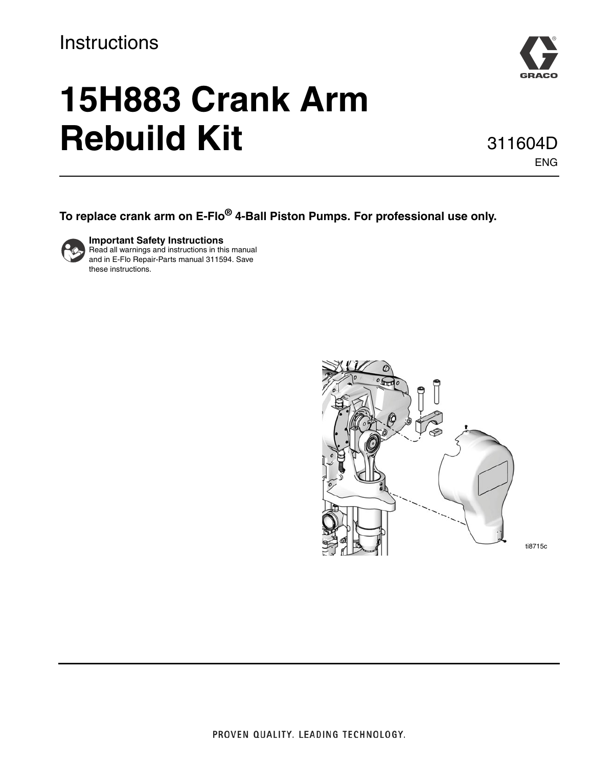Instructions

# 15H883 Crank Arm Rebuild Kit

311604D

ENG

**To replace crank arm on E-Flo® 4-Ball Piston Pumps. For professional use only.**

**Important Safety Instructions**
Read all warnings and instructions in this manual and in E-Flo Repair-Parts manual 311594. Save these instructions.

ti8715c

PROVEN QUALITY. LEADING TECHNOLOGY.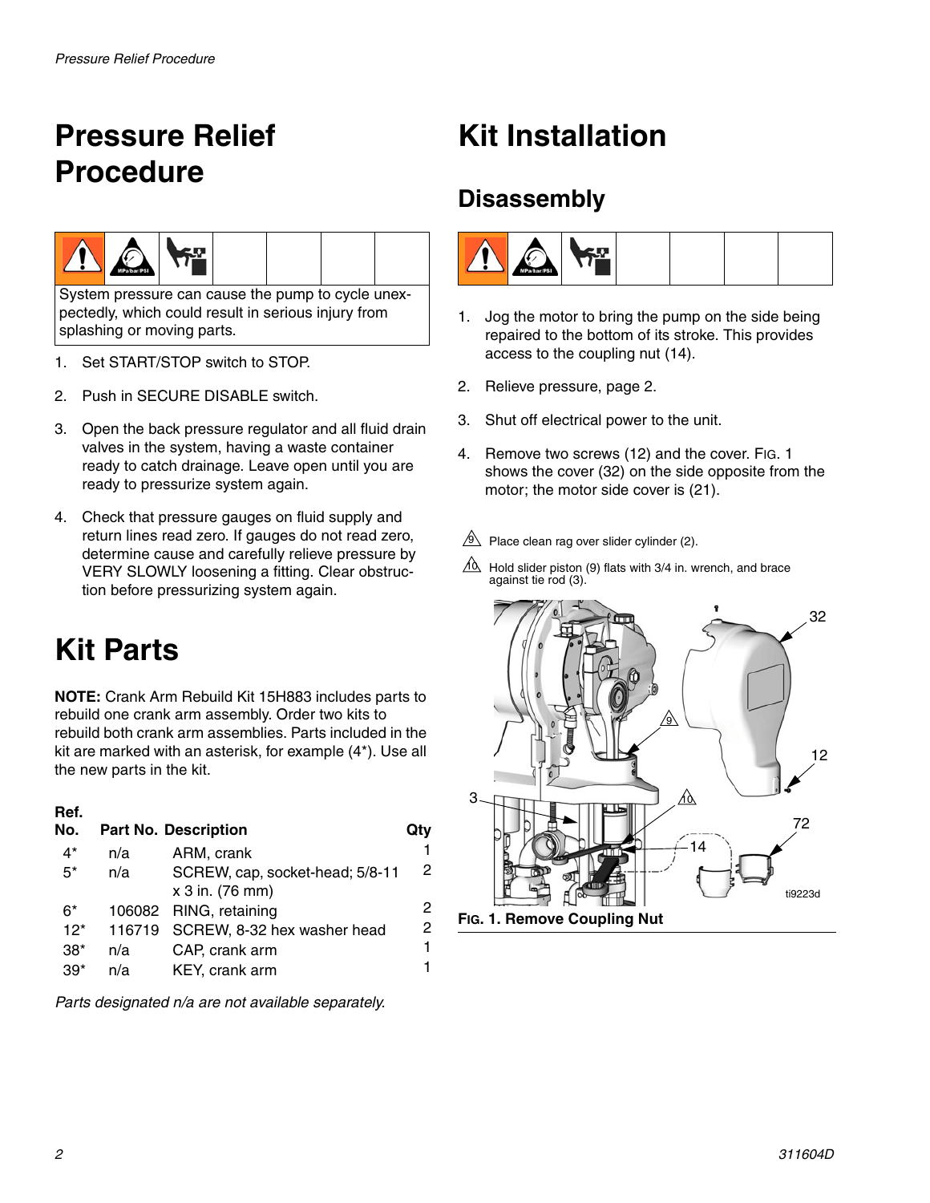# Pressure Relief Procedure

System pressure can cause the pump to cycle unexpectedly, which could result in serious injury from splashing or moving parts.

1. Set START/STOP switch to STOP.
2. Push in SECURE DISABLE switch.
3. Open the back pressure regulator and all fluid drain valves in the system, having a waste container ready to catch drainage. Leave open until you are ready to pressurize system again.
4. Check that pressure gauges on fluid supply and return lines read zero. If gauges do not read zero, determine cause and carefully relieve pressure by VERY SLOWLY loosening a fitting. Clear obstruction before pressurizing system again.

# Kit Parts

**NOTE:** Crank Arm Rebuild Kit 15H883 includes parts to rebuild one crank arm assembly. Order two kits to rebuild both crank arm assemblies. Parts included in the kit are marked with an asterisk, for example (4*). Use all the new parts in the kit.

| Ref. No. | Part No. | Description | Qty |
|---|---|---|---|
| 4* | n/a | ARM, crank | 1 |
| 5* | n/a | SCREW, cap, socket-head; 5/8-11 x 3 in. (76 mm) | 2 |
| 6* | 106082 | RING, retaining | 2 |
| 12* | 116719 | SCREW, 8-32 hex washer head | 2 |
| 38* | n/a | CAP, crank arm | 1 |
| 39* | n/a | KEY, crank arm | 1 |

*Parts designated n/a are not available separately.*

# Kit Installation

## Disassembly

1. Jog the motor to bring the pump on the side being repaired to the bottom of its stroke. This provides access to the coupling nut (14).
2. Relieve pressure, page 2.
3. Shut off electrical power to the unit.
4. Remove two screws (12) and the cover. Fig. 1 shows the cover (32) on the side opposite from the motor; the motor side cover is (21).

9 Place clean rag over slider cylinder (2).

10 Hold slider piston (9) flats with 3/4 in. wrench, and brace against tie rod (3).

**Fig. 1. Remove Coupling Nut**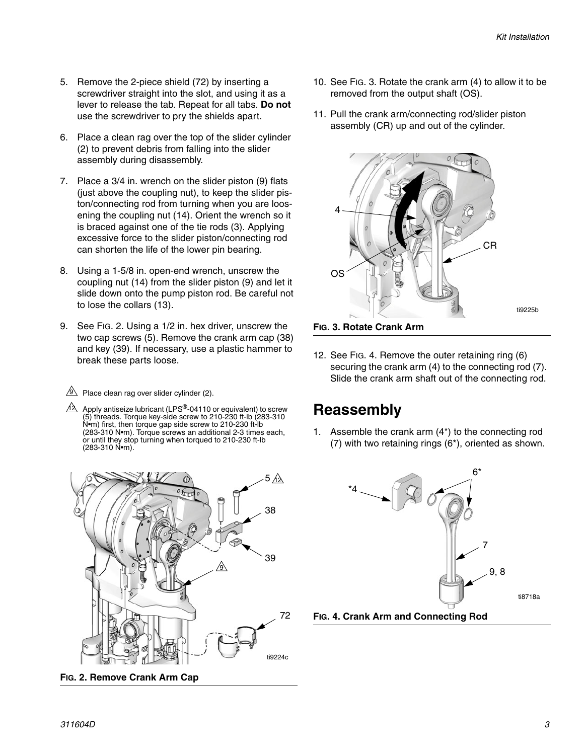5. Remove the 2-piece shield (72) by inserting a screwdriver straight into the slot, and using it as a lever to release the tab. Repeat for all tabs. **Do not** use the screwdriver to pry the shields apart.
6. Place a clean rag over the top of the slider cylinder (2) to prevent debris from falling into the slider assembly during disassembly.
7. Place a 3/4 in. wrench on the slider piston (9) flats (just above the coupling nut), to keep the slider piston/connecting rod from turning when you are loosening the coupling nut (14). Orient the wrench so it is braced against one of the tie rods (3). Applying excessive force to the slider piston/connecting rod can shorten the life of the lower pin bearing.
8. Using a 1-5/8 in. open-end wrench, unscrew the coupling nut (14) from the slider piston (9) and let it slide down onto the pump piston rod. Be careful not to lose the collars (13).
9. See FIG. 2. Using a 1/2 in. hex driver, unscrew the two cap screws (5). Remove the crank arm cap (38) and key (39). If necessary, use a plastic hammer to break these parts loose.

9 Place clean rag over slider cylinder (2).

12 Apply antiseize lubricant (LPS®-04110 or equivalent) to screw (5) threads. Torque key-side screw to 210-230 ft-lb (283-310 N•m) first, then torque gap side screw to 210-230 ft-lb (283-310 N•m). Torque screws an additional 2-3 times each, or until they stop turning when torqued to 210-230 ft-lb (283-310 N•m).

**FIG. 2. Remove Crank Arm Cap**

10. See FIG. 3. Rotate the crank arm (4) to allow it to be removed from the output shaft (OS).
11. Pull the crank arm/connecting rod/slider piston assembly (CR) up and out of the cylinder.

**FIG. 3. Rotate Crank Arm**

12. See FIG. 4. Remove the outer retaining ring (6) securing the crank arm (4) to the connecting rod (7). Slide the crank arm shaft out of the connecting rod.

## Reassembly

1. Assemble the crank arm (4*) to the connecting rod (7) with two retaining rings (6*), oriented as shown.

**FIG. 4. Crank Arm and Connecting Rod**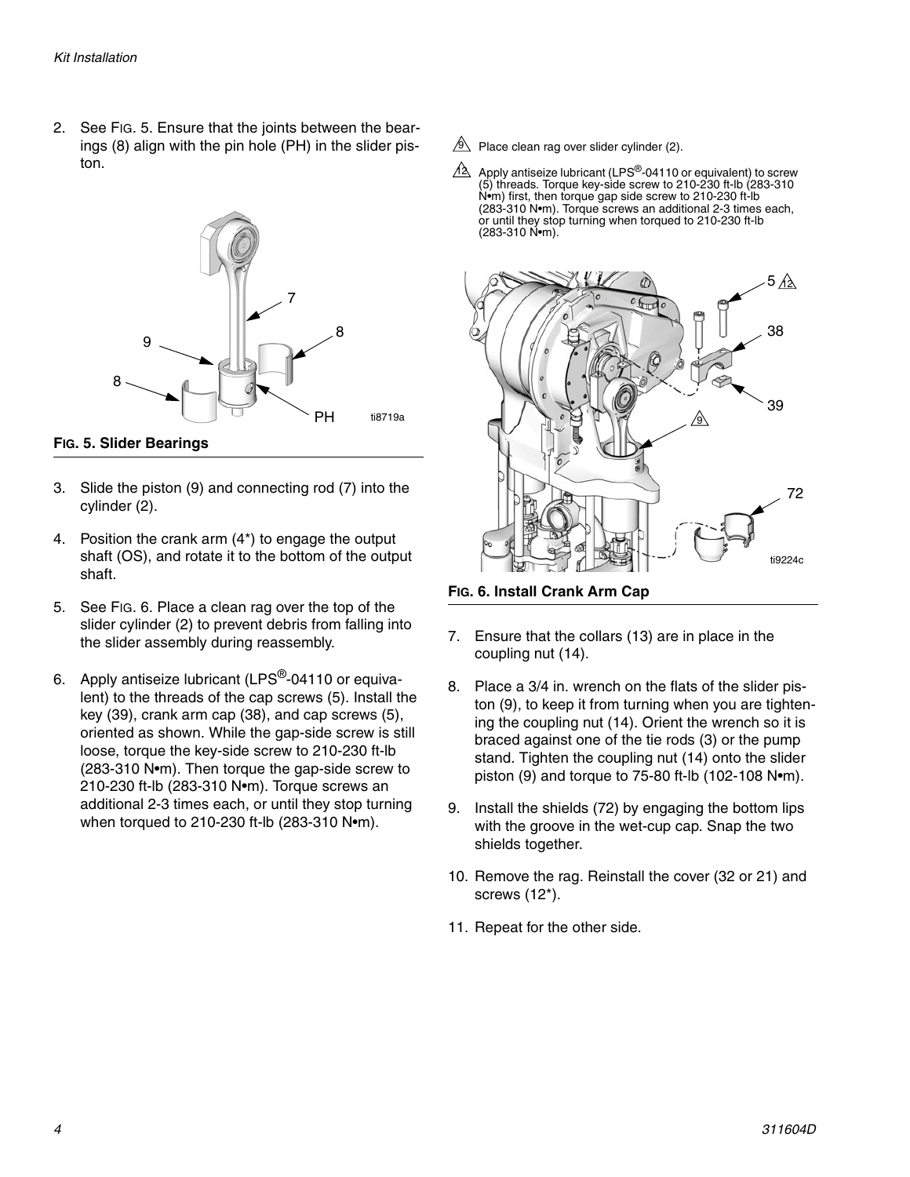2. See FIG. 5. Ensure that the joints between the bearings (8) align with the pin hole (PH) in the slider piston.

**FIG. 5. Slider Bearings**

3. Slide the piston (9) and connecting rod (7) into the cylinder (2).
4. Position the crank arm (4*) to engage the output shaft (OS), and rotate it to the bottom of the output shaft.
5. See FIG. 6. Place a clean rag over the top of the slider cylinder (2) to prevent debris from falling into the slider assembly during reassembly.
6. Apply antiseize lubricant (LPS®-04110 or equivalent) to the threads of the cap screws (5). Install the key (39), crank arm cap (38), and cap screws (5), oriented as shown. While the gap-side screw is still loose, torque the key-side screw to 210-230 ft-lb (283-310 N•m). Then torque the gap-side screw to 210-230 ft-lb (283-310 N•m). Torque screws an additional 2-3 times each, or until they stop turning when torqued to 210-230 ft-lb (283-310 N•m).

9 Place clean rag over slider cylinder (2).

12 Apply antiseize lubricant (LPS®-04110 or equivalent) to screw (5) threads. Torque key-side screw to 210-230 ft-lb (283-310 N•m) first, then torque gap side screw to 210-230 ft-lb (283-310 N•m). Torque screws an additional 2-3 times each, or until they stop turning when torqued to 210-230 ft-lb (283-310 N•m).

**FIG. 6. Install Crank Arm Cap**

7. Ensure that the collars (13) are in place in the coupling nut (14).
8. Place a 3/4 in. wrench on the flats of the slider piston (9), to keep it from turning when you are tightening the coupling nut (14). Orient the wrench so it is braced against one of the tie rods (3) or the pump stand. Tighten the coupling nut (14) onto the slider piston (9) and torque to 75-80 ft-lb (102-108 N•m).
9. Install the shields (72) by engaging the bottom lips with the groove in the wet-cup cap. Snap the two shields together.
10. Remove the rag. Reinstall the cover (32 or 21) and screws (12*).
11. Repeat for the other side.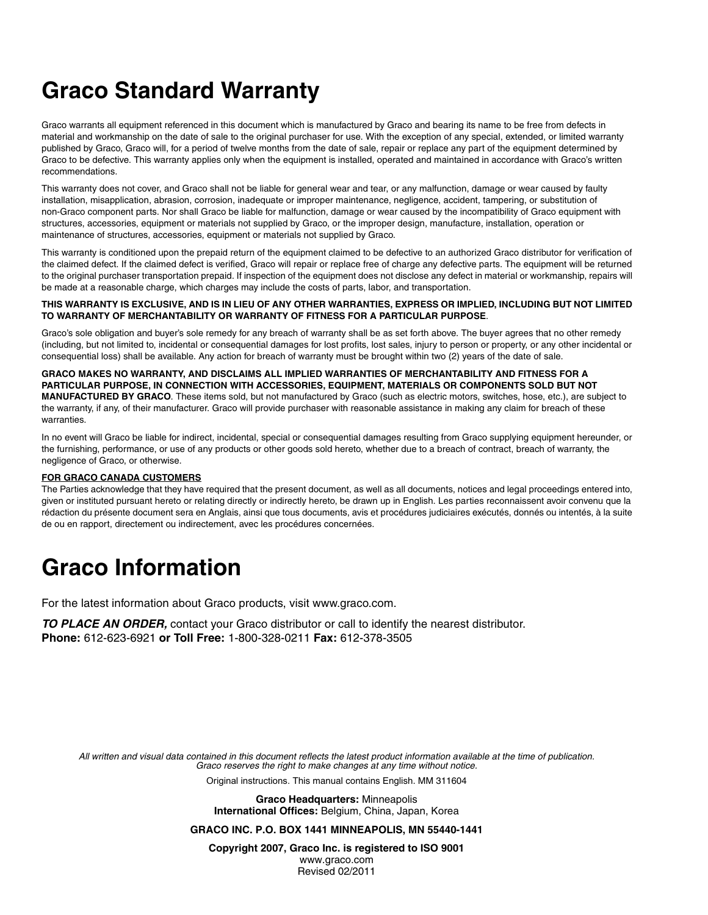# Graco Standard Warranty

Graco warrants all equipment referenced in this document which is manufactured by Graco and bearing its name to be free from defects in material and workmanship on the date of sale to the original purchaser for use. With the exception of any special, extended, or limited warranty published by Graco, Graco will, for a period of twelve months from the date of sale, repair or replace any part of the equipment determined by Graco to be defective. This warranty applies only when the equipment is installed, operated and maintained in accordance with Graco's written recommendations.

This warranty does not cover, and Graco shall not be liable for general wear and tear, or any malfunction, damage or wear caused by faulty installation, misapplication, abrasion, corrosion, inadequate or improper maintenance, negligence, accident, tampering, or substitution of non-Graco component parts. Nor shall Graco be liable for malfunction, damage or wear caused by the incompatibility of Graco equipment with structures, accessories, equipment or materials not supplied by Graco, or the improper design, manufacture, installation, operation or maintenance of structures, accessories, equipment or materials not supplied by Graco.

This warranty is conditioned upon the prepaid return of the equipment claimed to be defective to an authorized Graco distributor for verification of the claimed defect. If the claimed defect is verified, Graco will repair or replace free of charge any defective parts. The equipment will be returned to the original purchaser transportation prepaid. If inspection of the equipment does not disclose any defect in material or workmanship, repairs will be made at a reasonable charge, which charges may include the costs of parts, labor, and transportation.

**THIS WARRANTY IS EXCLUSIVE, AND IS IN LIEU OF ANY OTHER WARRANTIES, EXPRESS OR IMPLIED, INCLUDING BUT NOT LIMITED TO WARRANTY OF MERCHANTABILITY OR WARRANTY OF FITNESS FOR A PARTICULAR PURPOSE**.

Graco's sole obligation and buyer's sole remedy for any breach of warranty shall be as set forth above. The buyer agrees that no other remedy (including, but not limited to, incidental or consequential damages for lost profits, lost sales, injury to person or property, or any other incidental or consequential loss) shall be available. Any action for breach of warranty must be brought within two (2) years of the date of sale.

**GRACO MAKES NO WARRANTY, AND DISCLAIMS ALL IMPLIED WARRANTIES OF MERCHANTABILITY AND FITNESS FOR A PARTICULAR PURPOSE, IN CONNECTION WITH ACCESSORIES, EQUIPMENT, MATERIALS OR COMPONENTS SOLD BUT NOT MANUFACTURED BY GRACO**. These items sold, but not manufactured by Graco (such as electric motors, switches, hose, etc.), are subject to the warranty, if any, of their manufacturer. Graco will provide purchaser with reasonable assistance in making any claim for breach of these warranties.

In no event will Graco be liable for indirect, incidental, special or consequential damages resulting from Graco supplying equipment hereunder, or the furnishing, performance, or use of any products or other goods sold hereto, whether due to a breach of contract, breach of warranty, the negligence of Graco, or otherwise.

**FOR GRACO CANADA CUSTOMERS**

The Parties acknowledge that they have required that the present document, as well as all documents, notices and legal proceedings entered into, given or instituted pursuant hereto or relating directly or indirectly hereto, be drawn up in English. Les parties reconnaissent avoir convenu que la rédaction du présente document sera en Anglais, ainsi que tous documents, avis et procédures judiciaires exécutés, donnés ou intentés, à la suite de ou en rapport, directement ou indirectement, avec les procédures concernées.

# Graco Information

For the latest information about Graco products, visit www.graco.com.

***TO PLACE AN ORDER,*** contact your Graco distributor or call to identify the nearest distributor.
**Phone:** 612-623-6921 **or Toll Free:** 1-800-328-0211 **Fax:** 612-378-3505

*All written and visual data contained in this document reflects the latest product information available at the time of publication. Graco reserves the right to make changes at any time without notice.*

Original instructions. This manual contains English. MM 311604

**Graco Headquarters:** Minneapolis
**International Offices:** Belgium, China, Japan, Korea

**GRACO INC. P.O. BOX 1441 MINNEAPOLIS, MN 55440-1441**

**Copyright 2007, Graco Inc. is registered to ISO 9001**
www.graco.com
Revised 02/2011